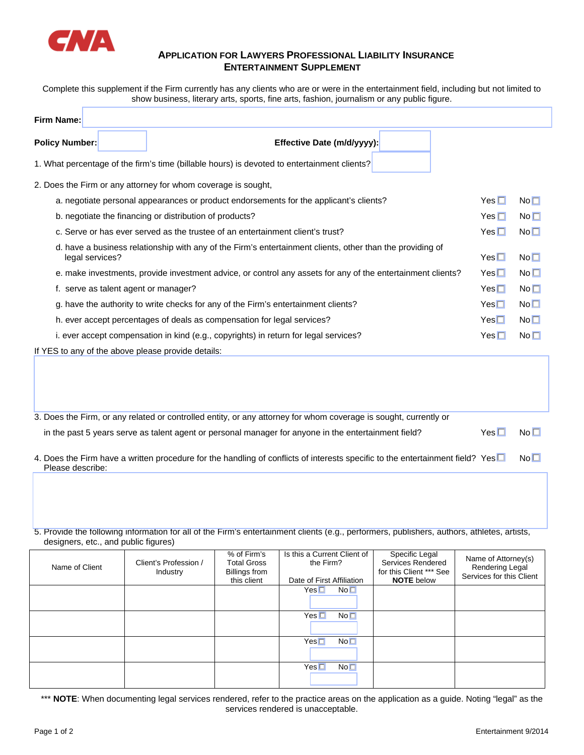**CNA**

# APPLICATION FOR LAWYERS PROFESSIONAL LIABILITY INSURANCE
## ENTERTAINMENT SUPPLEMENT

Complete this supplement if the Firm currently has any clients who are or were in the entertainment field, including but not limited to show business, literary arts, sports, fine arts, fashion, journalism or any public figure.

**Firm Name:**

**Policy Number:** **Effective Date (m/d/yyyy):**

1. What percentage of the firm's time (billable hours) is devoted to entertainment clients?

2. Does the Firm or any attorney for whom coverage is sought,

   a. negotiate personal appearances or product endorsements for the applicant's clients? Yes ☐ No ☐

   b. negotiate the financing or distribution of products? Yes ☐ No ☐

   c. Serve or has ever served as the trustee of an entertainment client's trust? Yes ☐ No ☐

   d. have a business relationship with any of the Firm's entertainment clients, other than the providing of legal services? Yes ☐ No ☐

   e. make investments, provide investment advice, or control any assets for any of the entertainment clients? Yes ☐ No ☐

   f. serve as talent agent or manager? Yes ☐ No ☐

   g. have the authority to write checks for any of the Firm's entertainment clients? Yes ☐ No ☐

   h. ever accept percentages of deals as compensation for legal services? Yes ☐ No ☐

   i. ever accept compensation in kind (e.g., copyrights) in return for legal services? Yes ☐ No ☐

If YES to any of the above please provide details:

3. Does the Firm, or any related or controlled entity, or any attorney for whom coverage is sought, currently or in the past 5 years serve as talent agent or personal manager for anyone in the entertainment field? Yes ☐ No ☐

4. Does the Firm have a written procedure for the handling of conflicts of interests specific to the entertainment field? Yes ☐ No ☐
   Please describe:

5. Provide the following information for all of the Firm's entertainment clients (e.g., performers, publishers, authors, athletes, artists, designers, etc., and public figures)

| Name of Client | Client's Profession / Industry | % of Firm's Total Gross Billings from this client | Is this a Current Client of the Firm? Date of First Affiliation | Specific Legal Services Rendered for this Client *** See **NOTE** below | Name of Attorney(s) Rendering Legal Services for this Client |
|---|---|---|---|---|---|
| | | | Yes ☐ No ☐ | | |
| | | | Yes ☐ No ☐ | | |
| | | | Yes ☐ No ☐ | | |
| | | | Yes ☐ No ☐ | | |

*** **NOTE**: When documenting legal services rendered, refer to the practice areas on the application as a guide. Noting "legal" as the services rendered is unacceptable.

Entertainment 9/2014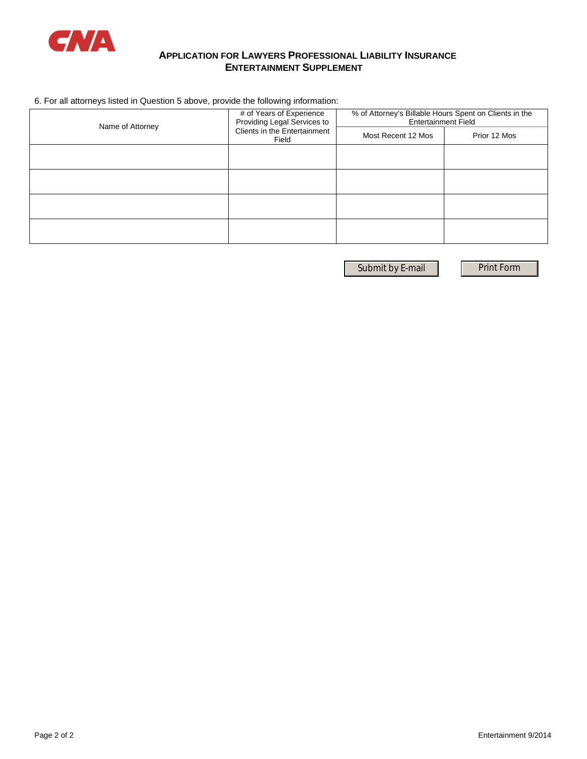## APPLICATION FOR LAWYERS PROFESSIONAL LIABILITY INSURANCE
## ENTERTAINMENT SUPPLEMENT

6. For all attorneys listed in Question 5 above, provide the following information:

| Name of Attorney | # of Years of Experience Providing Legal Services to Clients in the Entertainment Field | % of Attorney's Billable Hours Spent on Clients in the Entertainment Field | |
|---|---|---|---|
| | | Most Recent 12 Mos | Prior 12 Mos |
| | | | |
| | | | |
| | | | |
| | | | |

Submit by E-mail

Print Form